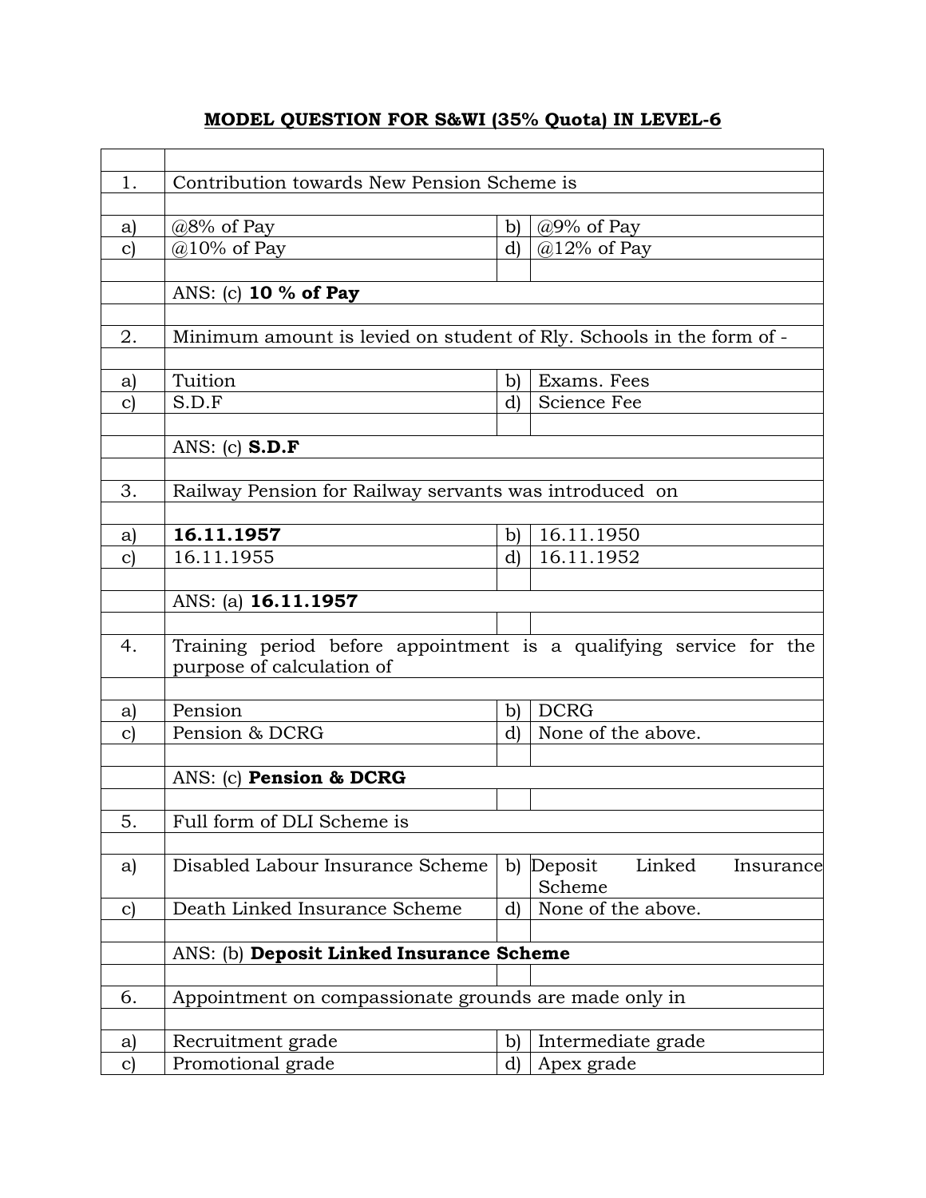# MODEL QUESTION FOR S&WI (35% Quota) IN LEVEL-6

| | | | |
|---|---|---|---|
| 1. | Contribution towards New Pension Scheme is | | |
| a) | @8% of Pay | b) | @9% of Pay |
| c) | @10% of Pay | d) | @12% of Pay |
| | ANS: (c) **10 % of Pay** | | |
| 2. | Minimum amount is levied on student of Rly. Schools in the form of - | | |
| a) | Tuition | b) | Exams. Fees |
| c) | S.D.F | d) | Science Fee |
| | ANS: (c) **S.D.F** | | |
| 3. | Railway Pension for Railway servants was introduced on | | |
| a) | **16.11.1957** | b) | 16.11.1950 |
| c) | 16.11.1955 | d) | 16.11.1952 |
| | ANS: (a) **16.11.1957** | | |
| 4. | Training period before appointment is a qualifying service for the purpose of calculation of | | |
| a) | Pension | b) | DCRG |
| c) | Pension & DCRG | d) | None of the above. |
| | ANS: (c) **Pension & DCRG** | | |
| 5. | Full form of DLI Scheme is | | |
| a) | Disabled Labour Insurance Scheme | b) | Deposit Linked Insurance Scheme |
| c) | Death Linked Insurance Scheme | d) | None of the above. |
| | ANS: (b) **Deposit Linked Insurance Scheme** | | |
| 6. | Appointment on compassionate grounds are made only in | | |
| a) | Recruitment grade | b) | Intermediate grade |
| c) | Promotional grade | d) | Apex grade |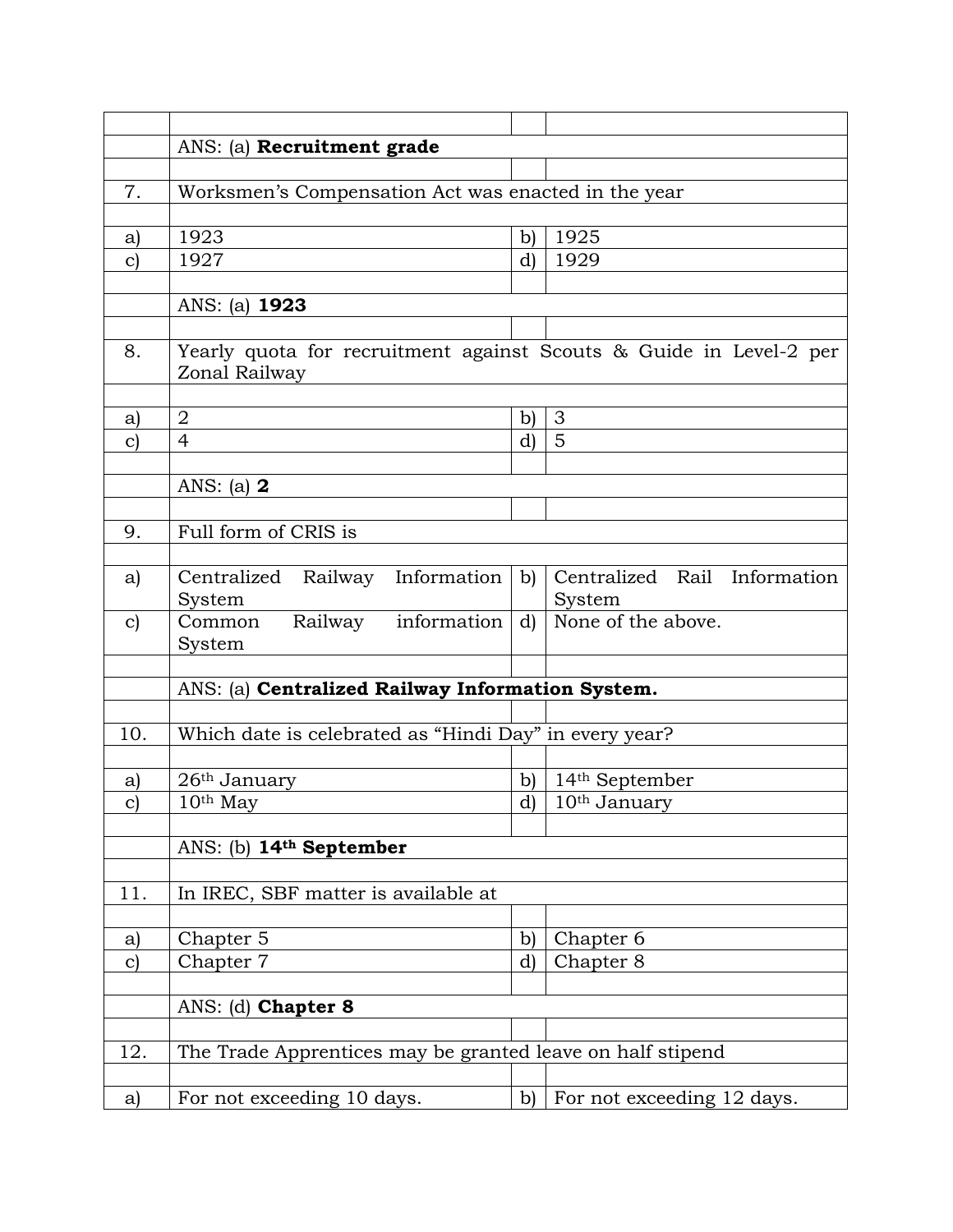| | | | |
|---|---|---|---|
| | ANS: (a) **Recruitment grade** | | |
| | | | |
| 7. | Worksmen's Compensation Act was enacted in the year | | |
| | | | |
| a) | 1923 | b) | 1925 |
| c) | 1927 | d) | 1929 |
| | | | |
| | ANS: (a) **1923** | | |
| | | | |
| 8. | Yearly quota for recruitment against Scouts & Guide in Level-2 per Zonal Railway | | |
| | | | |
| a) | 2 | b) | 3 |
| c) | 4 | d) | 5 |
| | | | |
| | ANS: (a) **2** | | |
| | | | |
| 9. | Full form of CRIS is | | |
| | | | |
| a) | Centralized Railway Information System | b) | Centralized Rail Information System |
| c) | Common Railway information System | d) | None of the above. |
| | | | |
| | ANS: (a) **Centralized Railway Information System.** | | |
| | | | |
| 10. | Which date is celebrated as "Hindi Day" in every year? | | |
| | | | |
| a) | 26th January | b) | 14th September |
| c) | 10th May | d) | 10th January |
| | | | |
| | ANS: (b) **14th September** | | |
| | | | |
| 11. | In IREC, SBF matter is available at | | |
| | | | |
| a) | Chapter 5 | b) | Chapter 6 |
| c) | Chapter 7 | d) | Chapter 8 |
| | | | |
| | ANS: (d) **Chapter 8** | | |
| | | | |
| 12. | The Trade Apprentices may be granted leave on half stipend | | |
| | | | |
| a) | For not exceeding 10 days. | b) | For not exceeding 12 days. |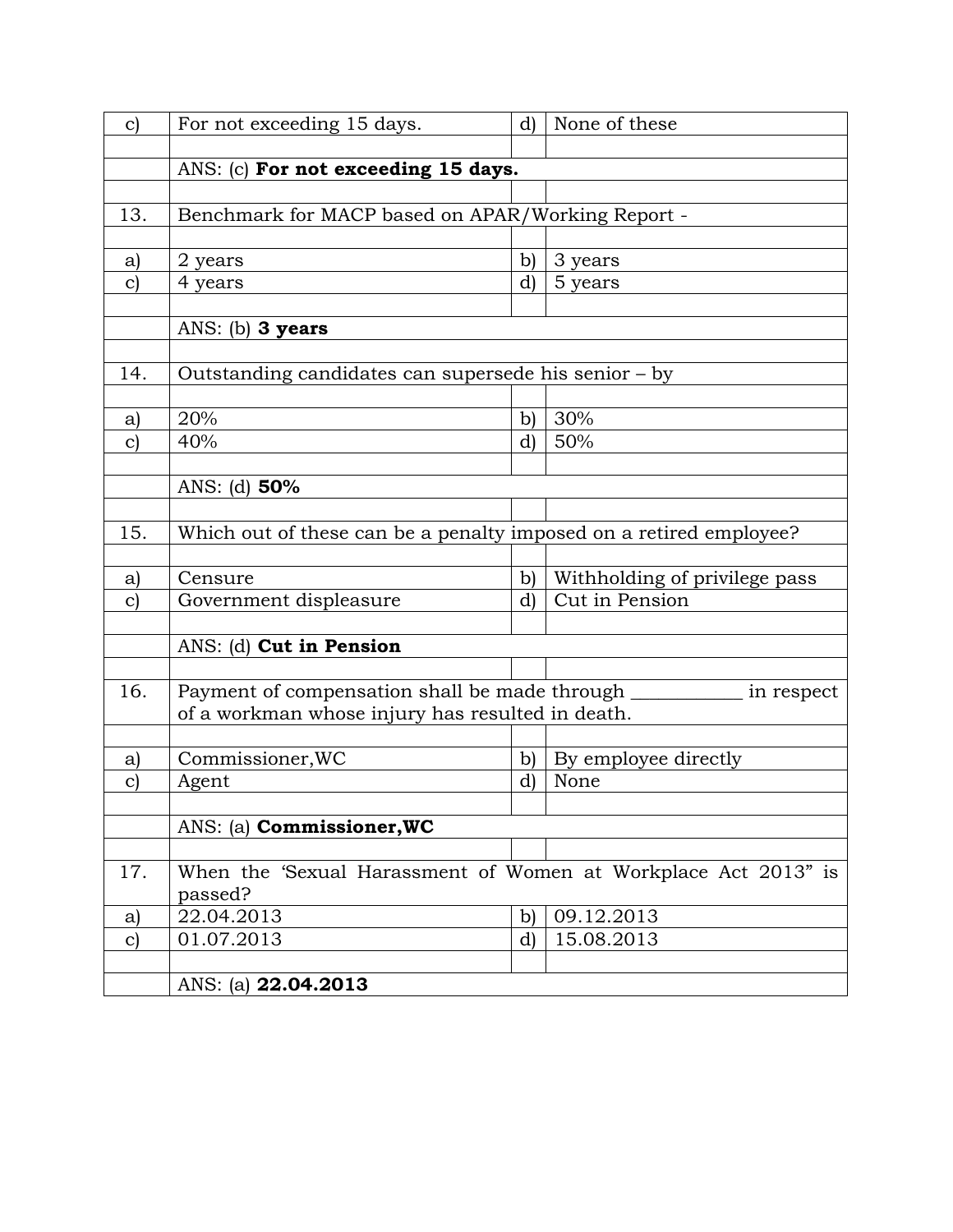| | | | |
|---|---|---|---|
| c) | For not exceeding 15 days. | d) | None of these |
| | | | |
| | ANS: (c) **For not exceeding 15 days.** | | |
| | | | |
| 13. | Benchmark for MACP based on APAR/Working Report - | | |
| | | | |
| a) | 2 years | b) | 3 years |
| c) | 4 years | d) | 5 years |
| | | | |
| | ANS: (b) **3 years** | | |
| | | | |
| 14. | Outstanding candidates can supersede his senior – by | | |
| | | | |
| a) | 20% | b) | 30% |
| c) | 40% | d) | 50% |
| | | | |
| | ANS: (d) **50%** | | |
| | | | |
| 15. | Which out of these can be a penalty imposed on a retired employee? | | |
| | | | |
| a) | Censure | b) | Withholding of privilege pass |
| c) | Government displeasure | d) | Cut in Pension |
| | | | |
| | ANS: (d) **Cut in Pension** | | |
| | | | |
| 16. | Payment of compensation shall be made through ___________ in respect of a workman whose injury has resulted in death. | | |
| | | | |
| a) | Commissioner,WC | b) | By employee directly |
| c) | Agent | d) | None |
| | | | |
| | ANS: (a) **Commissioner,WC** | | |
| | | | |
| 17. | When the 'Sexual Harassment of Women at Workplace Act 2013" is passed? | | |
| a) | 22.04.2013 | b) | 09.12.2013 |
| c) | 01.07.2013 | d) | 15.08.2013 |
| | | | |
| | ANS: (a) **22.04.2013** | | |